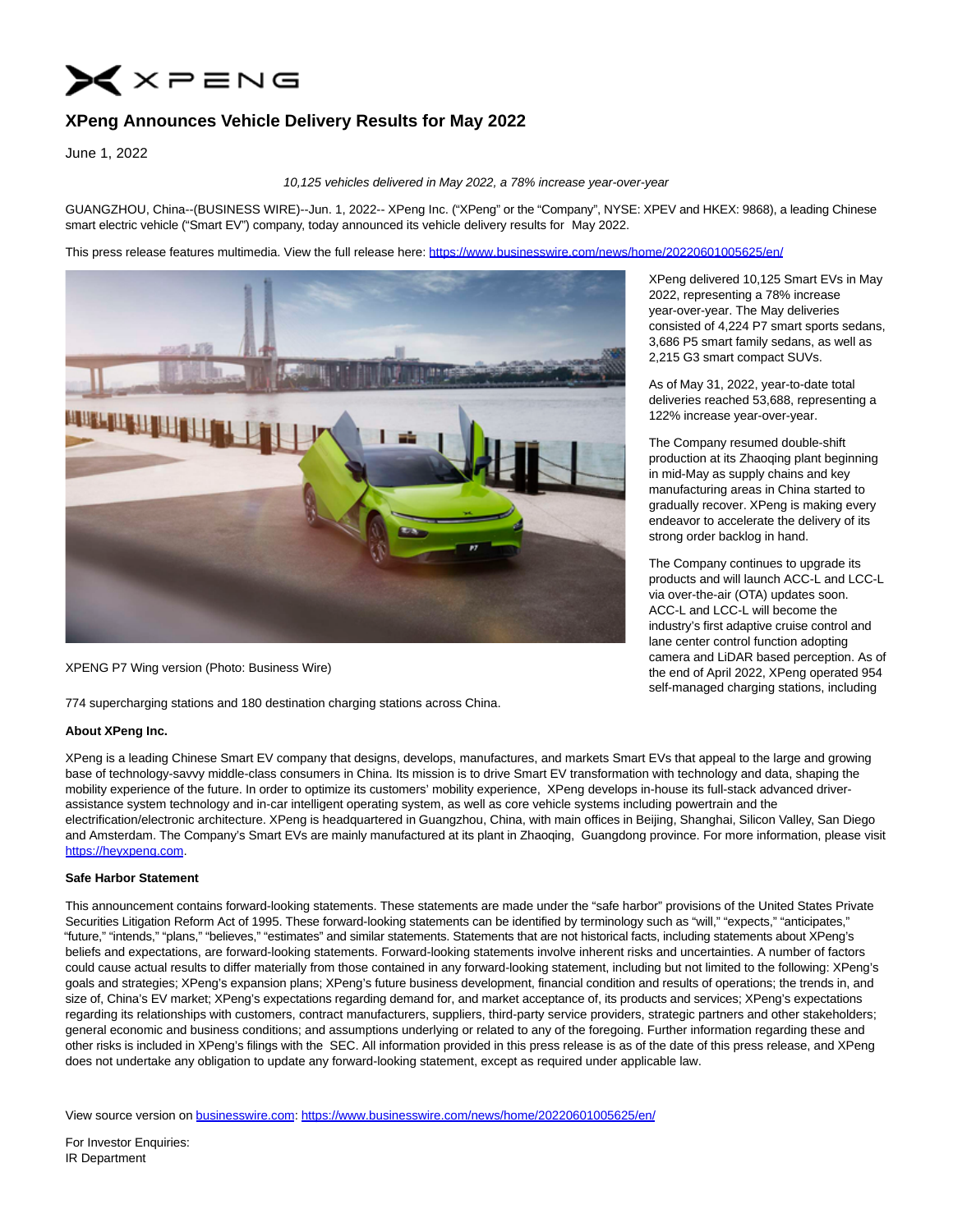# XPeng Announces Vehicle Delivery Results for May 2022

June 1, 2022

*10,125 vehicles delivered in May 2022, a 78% increase year-over-year*

GUANGZHOU, China--(BUSINESS WIRE)--Jun. 1, 2022-- XPeng Inc. ("XPeng" or the "Company", NYSE: XPEV and HKEX: 9868), a leading Chinese smart electric vehicle ("Smart EV") company, today announced its vehicle delivery results for May 2022.

This press release features multimedia. View the full release here: https://www.businesswire.com/news/home/20220601005625/en/

XPENG P7 Wing version (Photo: Business Wire)

XPeng delivered 10,125 Smart EVs in May 2022, representing a 78% increase year-over-year. The May deliveries consisted of 4,224 P7 smart sports sedans, 3,686 P5 smart family sedans, as well as 2,215 G3 smart compact SUVs.

As of May 31, 2022, year-to-date total deliveries reached 53,688, representing a 122% increase year-over-year.

The Company resumed double-shift production at its Zhaoqing plant beginning in mid-May as supply chains and key manufacturing areas in China started to gradually recover. XPeng is making every endeavor to accelerate the delivery of its strong order backlog in hand.

The Company continues to upgrade its products and will launch ACC-L and LCC-L via over-the-air (OTA) updates soon. ACC-L and LCC-L will become the industry's first adaptive cruise control and lane center control function adopting camera and LiDAR based perception. As of the end of April 2022, XPeng operated 954 self-managed charging stations, including 774 supercharging stations and 180 destination charging stations across China.

**About XPeng Inc.**

XPeng is a leading Chinese Smart EV company that designs, develops, manufactures, and markets Smart EVs that appeal to the large and growing base of technology-savvy middle-class consumers in China. Its mission is to drive Smart EV transformation with technology and data, shaping the mobility experience of the future. In order to optimize its customers' mobility experience, XPeng develops in-house its full-stack advanced driver-assistance system technology and in-car intelligent operating system, as well as core vehicle systems including powertrain and the electrification/electronic architecture. XPeng is headquartered in Guangzhou, China, with main offices in Beijing, Shanghai, Silicon Valley, San Diego and Amsterdam. The Company's Smart EVs are mainly manufactured at its plant in Zhaoqing, Guangdong province. For more information, please visit https://heyxpeng.com.

**Safe Harbor Statement**

This announcement contains forward-looking statements. These statements are made under the "safe harbor" provisions of the United States Private Securities Litigation Reform Act of 1995. These forward-looking statements can be identified by terminology such as "will," "expects," "anticipates," "future," "intends," "plans," "believes," "estimates" and similar statements. Statements that are not historical facts, including statements about XPeng's beliefs and expectations, are forward-looking statements. Forward-looking statements involve inherent risks and uncertainties. A number of factors could cause actual results to differ materially from those contained in any forward-looking statement, including but not limited to the following: XPeng's goals and strategies; XPeng's expansion plans; XPeng's future business development, financial condition and results of operations; the trends in, and size of, China's EV market; XPeng's expectations regarding demand for, and market acceptance of, its products and services; XPeng's expectations regarding its relationships with customers, contract manufacturers, suppliers, third-party service providers, strategic partners and other stakeholders; general economic and business conditions; and assumptions underlying or related to any of the foregoing. Further information regarding these and other risks is included in XPeng's filings with the SEC. All information provided in this press release is as of the date of this press release, and XPeng does not undertake any obligation to update any forward-looking statement, except as required under applicable law.

View source version on businesswire.com: https://www.businesswire.com/news/home/20220601005625/en/

For Investor Enquiries:
IR Department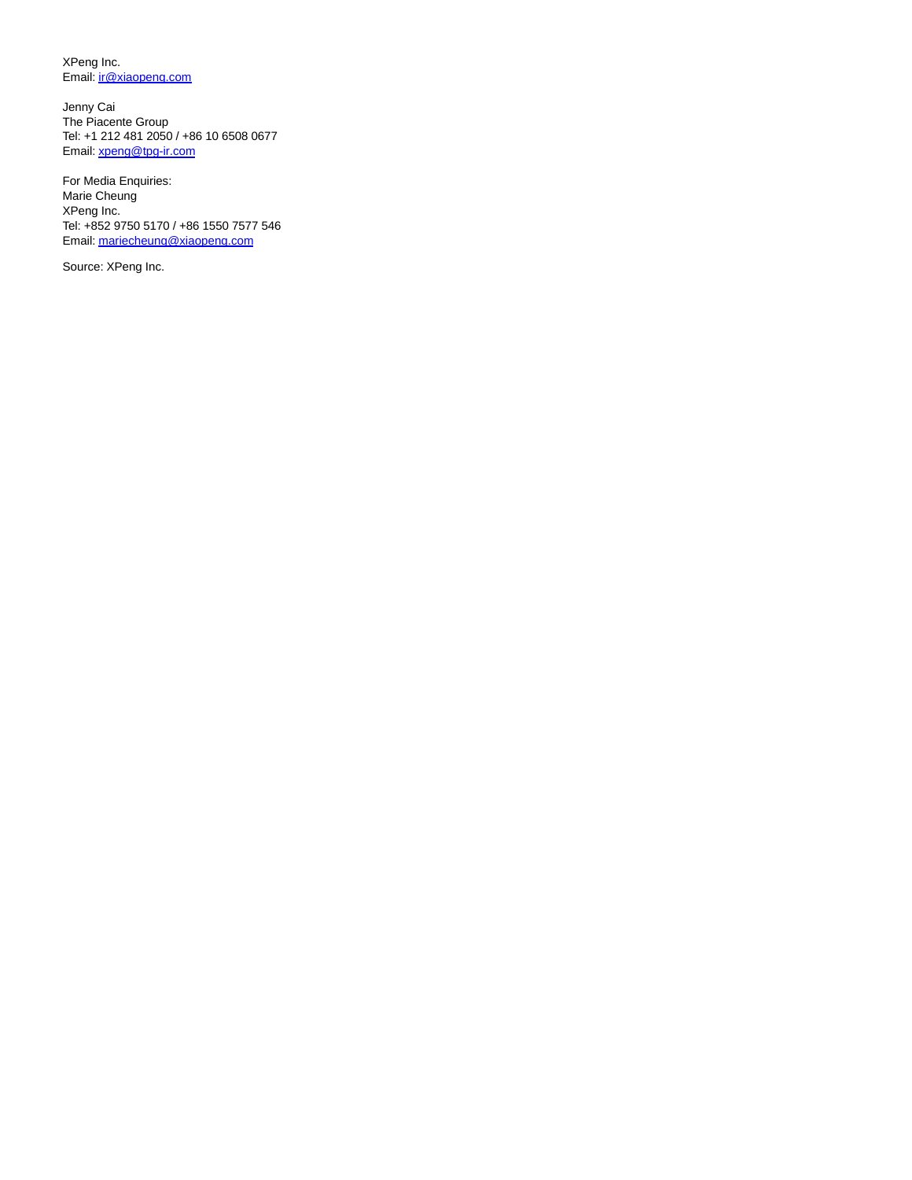XPeng Inc.
Email: ir@xiaopeng.com

Jenny Cai
The Piacente Group
Tel: +1 212 481 2050 / +86 10 6508 0677
Email: xpeng@tpg-ir.com

For Media Enquiries:
Marie Cheung
XPeng Inc.
Tel: +852 9750 5170 / +86 1550 7577 546
Email: mariecheung@xiaopeng.com

Source: XPeng Inc.